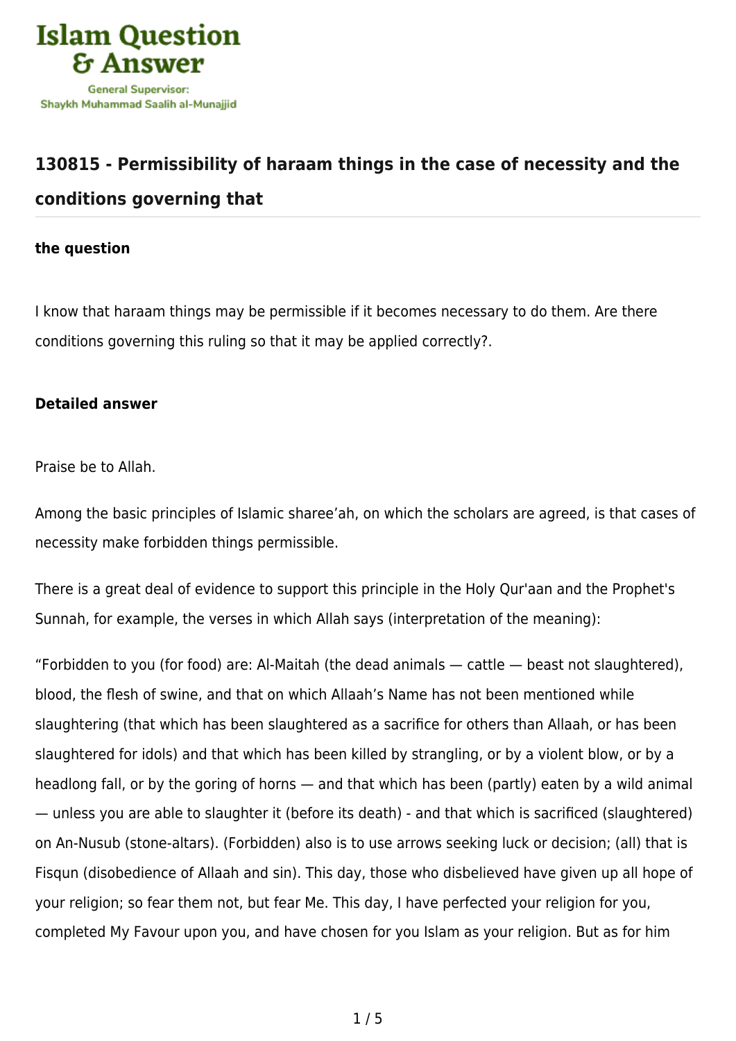# 130815 - Permissibility of haraam things in the case of necessity and the conditions governing that

**the question**

I know that haraam things may be permissible if it becomes necessary to do them. Are there conditions governing this ruling so that it may be applied correctly?.

**Detailed answer**

Praise be to Allah.

Among the basic principles of Islamic sharee'ah, on which the scholars are agreed, is that cases of necessity make forbidden things permissible.

There is a great deal of evidence to support this principle in the Holy Qur'aan and the Prophet's Sunnah, for example, the verses in which Allah says (interpretation of the meaning):

"Forbidden to you (for food) are: Al-Maitah (the dead animals — cattle — beast not slaughtered), blood, the flesh of swine, and that on which Allaah's Name has not been mentioned while slaughtering (that which has been slaughtered as a sacrifice for others than Allaah, or has been slaughtered for idols) and that which has been killed by strangling, or by a violent blow, or by a headlong fall, or by the goring of horns — and that which has been (partly) eaten by a wild animal — unless you are able to slaughter it (before its death) - and that which is sacrificed (slaughtered) on An-Nusub (stone-altars). (Forbidden) also is to use arrows seeking luck or decision; (all) that is Fisqun (disobedience of Allaah and sin). This day, those who disbelieved have given up all hope of your religion; so fear them not, but fear Me. This day, I have perfected your religion for you, completed My Favour upon you, and have chosen for you Islam as your religion. But as for him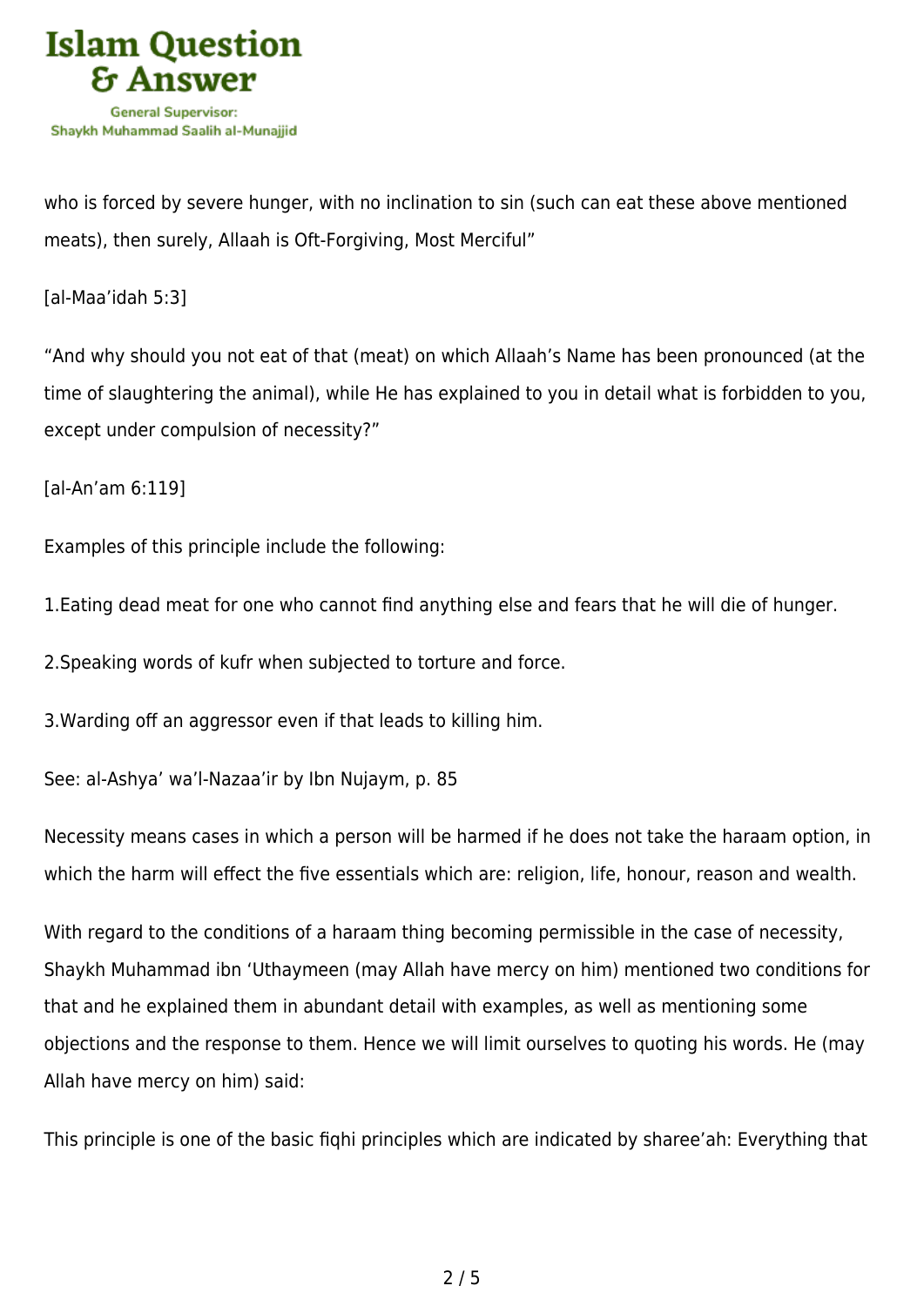who is forced by severe hunger, with no inclination to sin (such can eat these above mentioned meats), then surely, Allaah is Oft-Forgiving, Most Merciful"

[al-Maa'idah 5:3]

"And why should you not eat of that (meat) on which Allaah's Name has been pronounced (at the time of slaughtering the animal), while He has explained to you in detail what is forbidden to you, except under compulsion of necessity?"

[al-An'am 6:119]

Examples of this principle include the following:

1.Eating dead meat for one who cannot find anything else and fears that he will die of hunger.

2.Speaking words of kufr when subjected to torture and force.

3.Warding off an aggressor even if that leads to killing him.

See: al-Ashya' wa'l-Nazaa'ir by Ibn Nujaym, p. 85

Necessity means cases in which a person will be harmed if he does not take the haraam option, in which the harm will effect the five essentials which are: religion, life, honour, reason and wealth.

With regard to the conditions of a haraam thing becoming permissible in the case of necessity, Shaykh Muhammad ibn 'Uthaymeen (may Allah have mercy on him) mentioned two conditions for that and he explained them in abundant detail with examples, as well as mentioning some objections and the response to them. Hence we will limit ourselves to quoting his words. He (may Allah have mercy on him) said:

This principle is one of the basic fiqhi principles which are indicated by sharee'ah: Everything that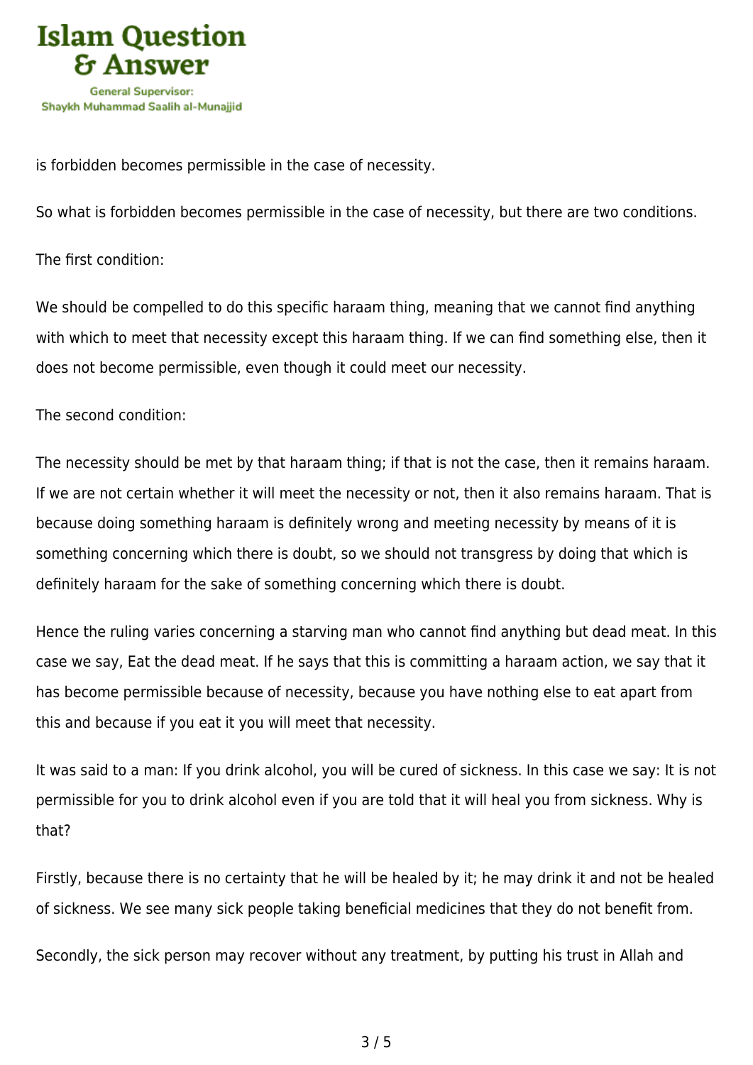is forbidden becomes permissible in the case of necessity.

So what is forbidden becomes permissible in the case of necessity, but there are two conditions.

The first condition:

We should be compelled to do this specific haraam thing, meaning that we cannot find anything with which to meet that necessity except this haraam thing. If we can find something else, then it does not become permissible, even though it could meet our necessity.

The second condition:

The necessity should be met by that haraam thing; if that is not the case, then it remains haraam. If we are not certain whether it will meet the necessity or not, then it also remains haraam. That is because doing something haraam is definitely wrong and meeting necessity by means of it is something concerning which there is doubt, so we should not transgress by doing that which is definitely haraam for the sake of something concerning which there is doubt.

Hence the ruling varies concerning a starving man who cannot find anything but dead meat. In this case we say, Eat the dead meat. If he says that this is committing a haraam action, we say that it has become permissible because of necessity, because you have nothing else to eat apart from this and because if you eat it you will meet that necessity.

It was said to a man: If you drink alcohol, you will be cured of sickness. In this case we say: It is not permissible for you to drink alcohol even if you are told that it will heal you from sickness. Why is that?

Firstly, because there is no certainty that he will be healed by it; he may drink it and not be healed of sickness. We see many sick people taking beneficial medicines that they do not benefit from.

Secondly, the sick person may recover without any treatment, by putting his trust in Allah and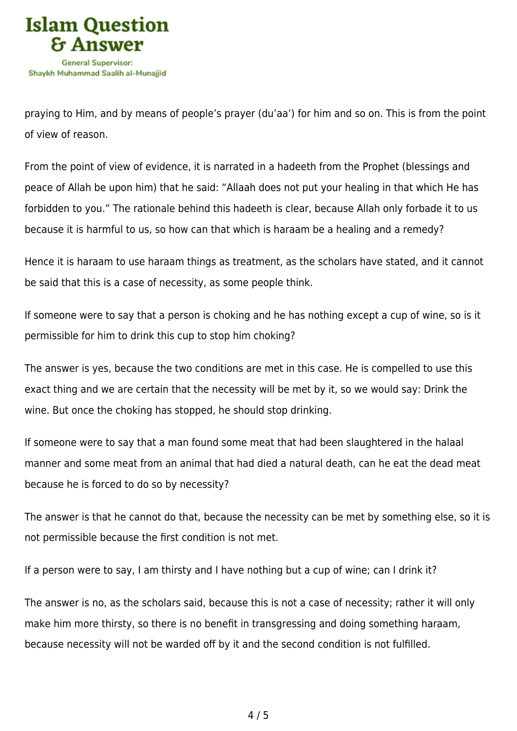praying to Him, and by means of people's prayer (du'aa') for him and so on. This is from the point of view of reason.

From the point of view of evidence, it is narrated in a hadeeth from the Prophet (blessings and peace of Allah be upon him) that he said: "Allaah does not put your healing in that which He has forbidden to you." The rationale behind this hadeeth is clear, because Allah only forbade it to us because it is harmful to us, so how can that which is haraam be a healing and a remedy?

Hence it is haraam to use haraam things as treatment, as the scholars have stated, and it cannot be said that this is a case of necessity, as some people think.

If someone were to say that a person is choking and he has nothing except a cup of wine, so is it permissible for him to drink this cup to stop him choking?

The answer is yes, because the two conditions are met in this case. He is compelled to use this exact thing and we are certain that the necessity will be met by it, so we would say: Drink the wine. But once the choking has stopped, he should stop drinking.

If someone were to say that a man found some meat that had been slaughtered in the halaal manner and some meat from an animal that had died a natural death, can he eat the dead meat because he is forced to do so by necessity?

The answer is that he cannot do that, because the necessity can be met by something else, so it is not permissible because the first condition is not met.

If a person were to say, I am thirsty and I have nothing but a cup of wine; can I drink it?

The answer is no, as the scholars said, because this is not a case of necessity; rather it will only make him more thirsty, so there is no benefit in transgressing and doing something haraam, because necessity will not be warded off by it and the second condition is not fulfilled.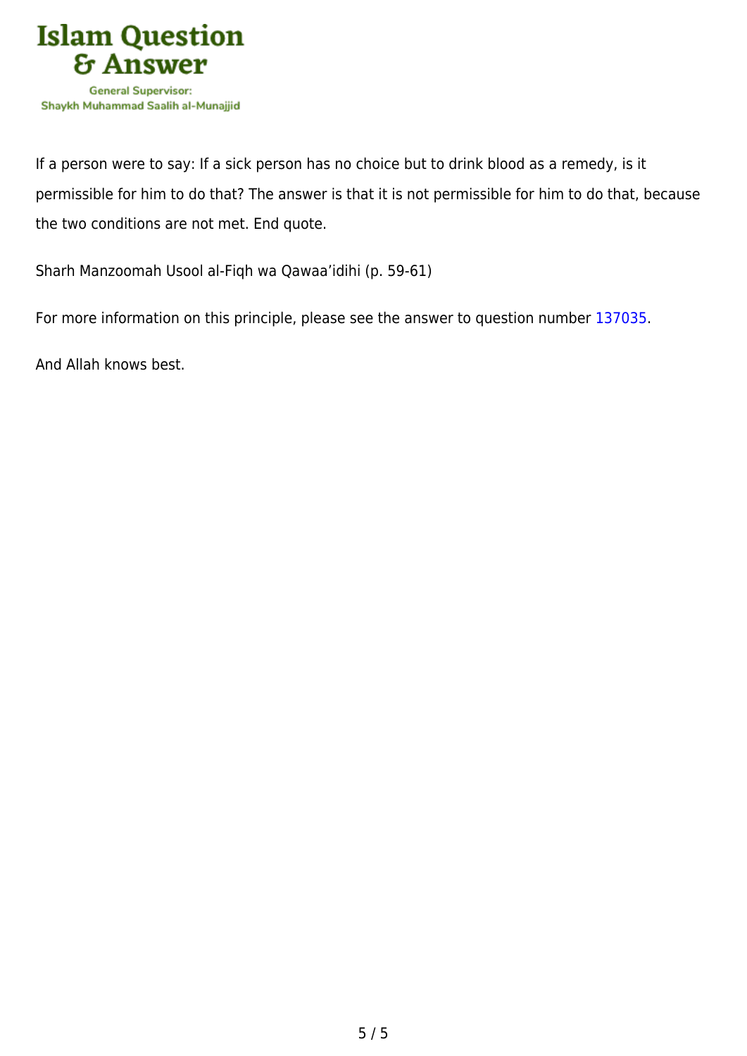If a person were to say: If a sick person has no choice but to drink blood as a remedy, is it permissible for him to do that? The answer is that it is not permissible for him to do that, because the two conditions are not met. End quote.

Sharh Manzoomah Usool al-Fiqh wa Qawaa'idihi (p. 59-61)

For more information on this principle, please see the answer to question number 137035.

And Allah knows best.